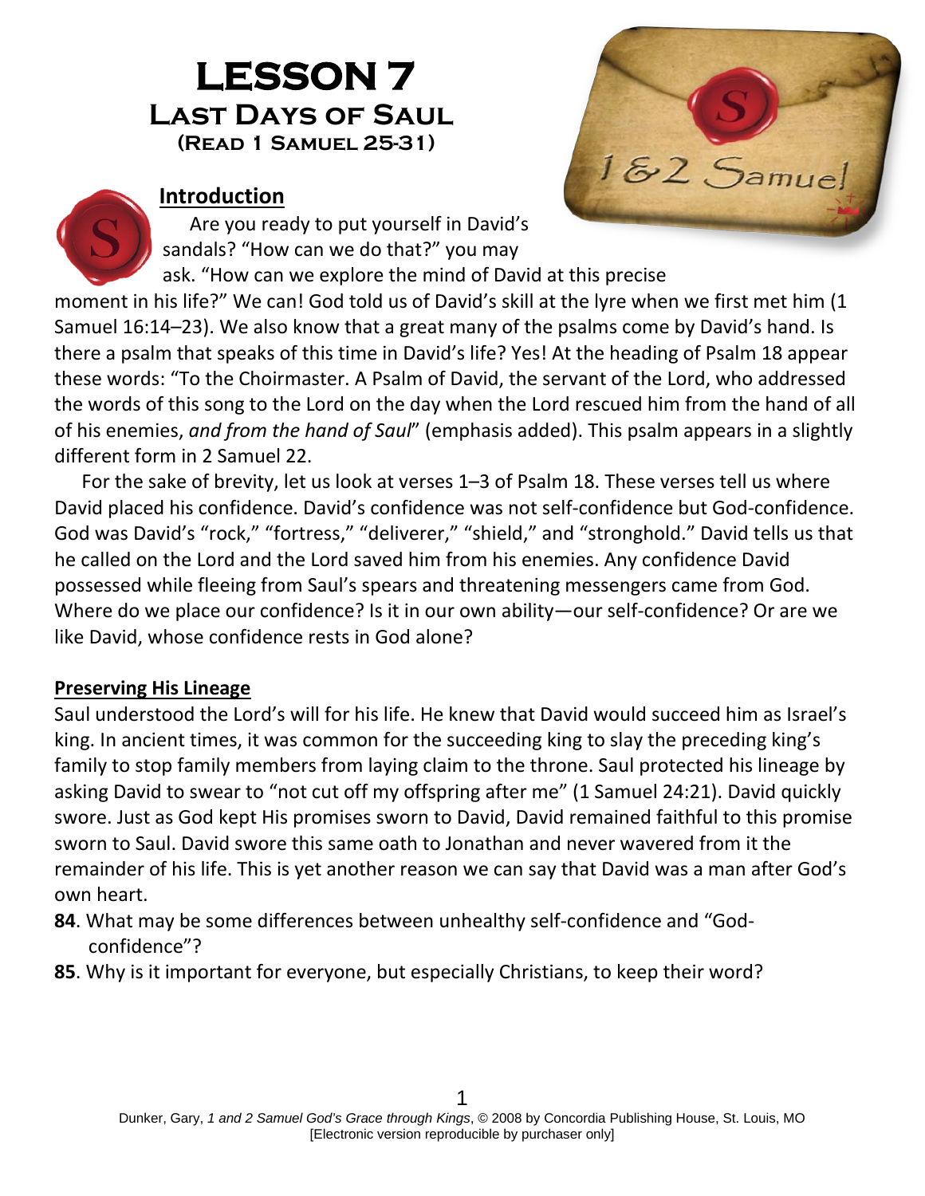# LESSON 7

## Last Days of Saul

### (Read 1 Samuel 25-31)

## Introduction

Are you ready to put yourself in David's sandals? "How can we do that?" you may ask. "How can we explore the mind of David at this precise moment in his life?" We can! God told us of David's skill at the lyre when we first met him (1 Samuel 16:14–23). We also know that a great many of the psalms come by David's hand. Is there a psalm that speaks of this time in David's life? Yes! At the heading of Psalm 18 appear these words: "To the Choirmaster. A Psalm of David, the servant of the Lord, who addressed the words of this song to the Lord on the day when the Lord rescued him from the hand of all of his enemies, *and from the hand of Saul*" (emphasis added). This psalm appears in a slightly different form in 2 Samuel 22.

For the sake of brevity, let us look at verses 1–3 of Psalm 18. These verses tell us where David placed his confidence. David's confidence was not self-confidence but God-confidence. God was David's "rock," "fortress," "deliverer," "shield," and "stronghold." David tells us that he called on the Lord and the Lord saved him from his enemies. Any confidence David possessed while fleeing from Saul's spears and threatening messengers came from God. Where do we place our confidence? Is it in our own ability—our self-confidence? Or are we like David, whose confidence rests in God alone?

## Preserving His Lineage

Saul understood the Lord's will for his life. He knew that David would succeed him as Israel's king. In ancient times, it was common for the succeeding king to slay the preceding king's family to stop family members from laying claim to the throne. Saul protected his lineage by asking David to swear to "not cut off my offspring after me" (1 Samuel 24:21). David quickly swore. Just as God kept His promises sworn to David, David remained faithful to this promise sworn to Saul. David swore this same oath to Jonathan and never wavered from it the remainder of his life. This is yet another reason we can say that David was a man after God's own heart.

**84**. What may be some differences between unhealthy self-confidence and "God-confidence"?

**85**. Why is it important for everyone, but especially Christians, to keep their word?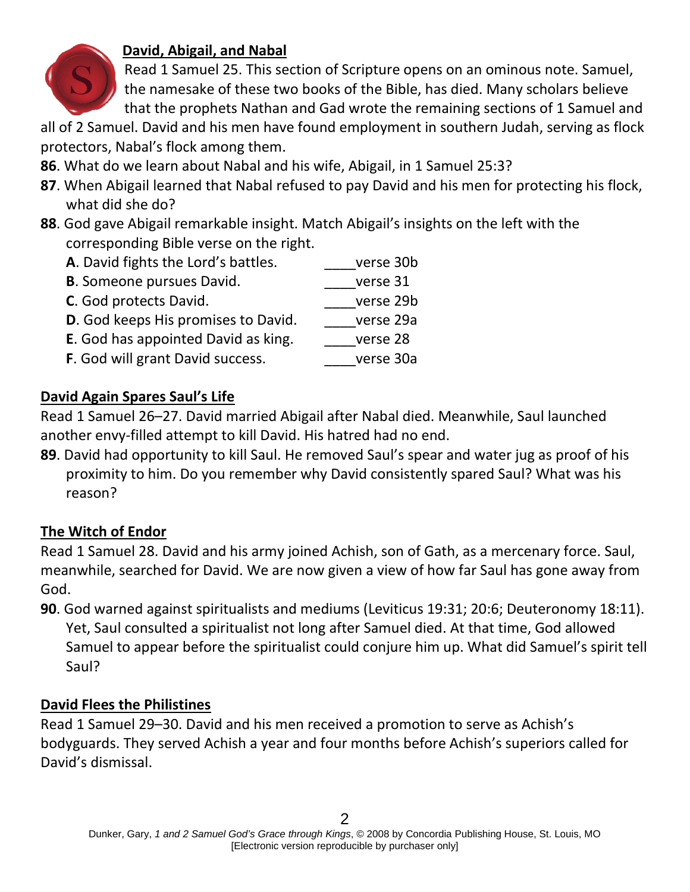## David, Abigail, and Nabal

Read 1 Samuel 25. This section of Scripture opens on an ominous note. Samuel, the namesake of these two books of the Bible, has died. Many scholars believe that the prophets Nathan and Gad wrote the remaining sections of 1 Samuel and all of 2 Samuel. David and his men have found employment in southern Judah, serving as flock protectors, Nabal's flock among them.

**86**. What do we learn about Nabal and his wife, Abigail, in 1 Samuel 25:3?

**87**. When Abigail learned that Nabal refused to pay David and his men for protecting his flock, what did she do?

**88**. God gave Abigail remarkable insight. Match Abigail's insights on the left with the corresponding Bible verse on the right.

| | |
|---|---|
| **A**. David fights the Lord's battles. | ____verse 30b |
| **B**. Someone pursues David. | ____verse 31 |
| **C**. God protects David. | ____verse 29b |
| **D**. God keeps His promises to David. | ____verse 29a |
| **E**. God has appointed David as king. | ____verse 28 |
| **F**. God will grant David success. | ____verse 30a |

## David Again Spares Saul's Life

Read 1 Samuel 26–27. David married Abigail after Nabal died. Meanwhile, Saul launched another envy-filled attempt to kill David. His hatred had no end.

**89**. David had opportunity to kill Saul. He removed Saul's spear and water jug as proof of his proximity to him. Do you remember why David consistently spared Saul? What was his reason?

## The Witch of Endor

Read 1 Samuel 28. David and his army joined Achish, son of Gath, as a mercenary force. Saul, meanwhile, searched for David. We are now given a view of how far Saul has gone away from God.

**90**. God warned against spiritualists and mediums (Leviticus 19:31; 20:6; Deuteronomy 18:11). Yet, Saul consulted a spiritualist not long after Samuel died. At that time, God allowed Samuel to appear before the spiritualist could conjure him up. What did Samuel's spirit tell Saul?

## David Flees the Philistines

Read 1 Samuel 29–30. David and his men received a promotion to serve as Achish's bodyguards. They served Achish a year and four months before Achish's superiors called for David's dismissal.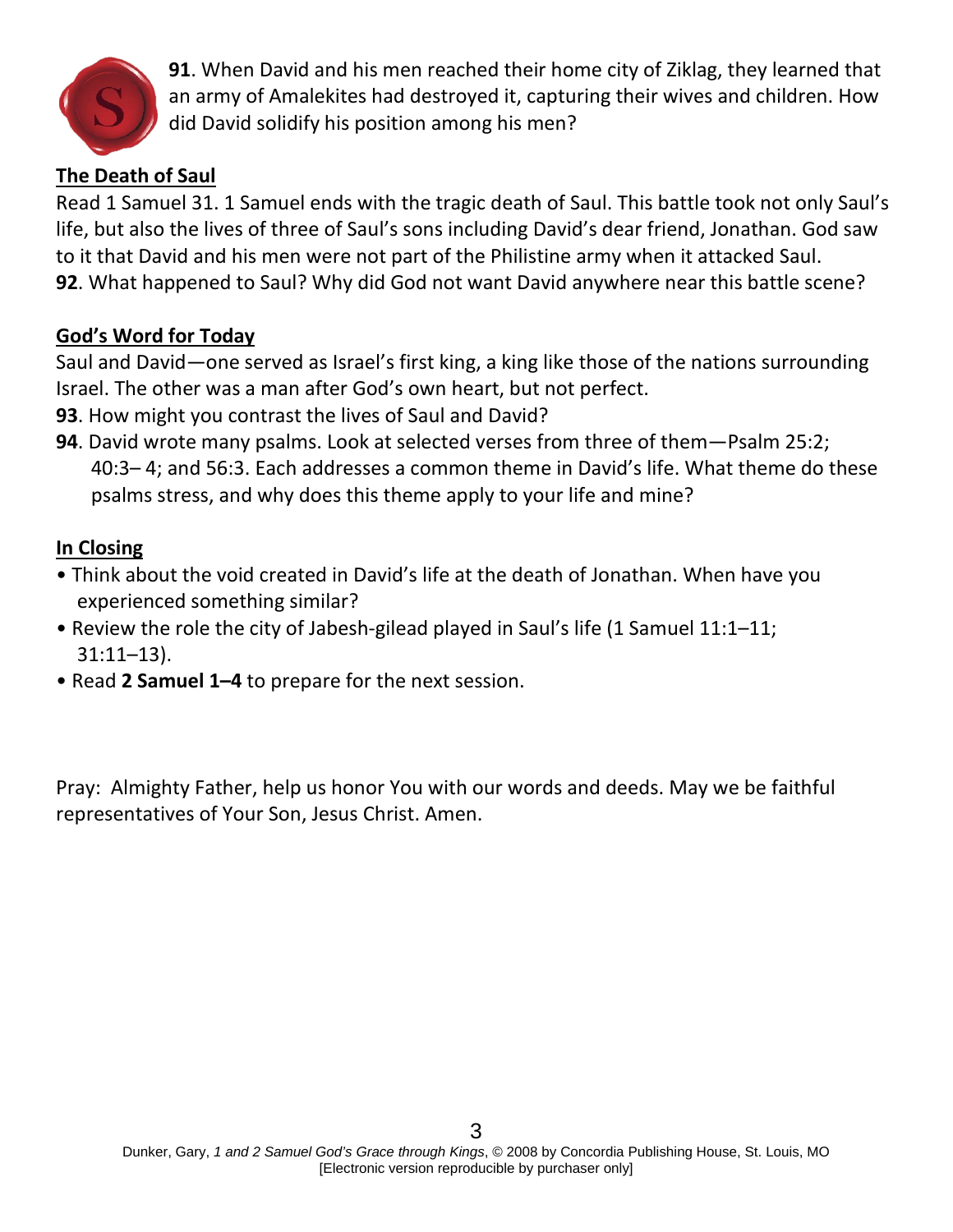**91**. When David and his men reached their home city of Ziklag, they learned that an army of Amalekites had destroyed it, capturing their wives and children. How did David solidify his position among his men?

## The Death of Saul

Read 1 Samuel 31. 1 Samuel ends with the tragic death of Saul. This battle took not only Saul's life, but also the lives of three of Saul's sons including David's dear friend, Jonathan. God saw to it that David and his men were not part of the Philistine army when it attacked Saul.

**92**. What happened to Saul? Why did God not want David anywhere near this battle scene?

## God's Word for Today

Saul and David—one served as Israel's first king, a king like those of the nations surrounding Israel. The other was a man after God's own heart, but not perfect.

**93**. How might you contrast the lives of Saul and David?

**94**. David wrote many psalms. Look at selected verses from three of them—Psalm 25:2; 40:3– 4; and 56:3. Each addresses a common theme in David's life. What theme do these psalms stress, and why does this theme apply to your life and mine?

## In Closing

- Think about the void created in David's life at the death of Jonathan. When have you experienced something similar?
- Review the role the city of Jabesh-gilead played in Saul's life (1 Samuel 11:1–11; 31:11–13).
- Read **2 Samuel 1–4** to prepare for the next session.

Pray: Almighty Father, help us honor You with our words and deeds. May we be faithful representatives of Your Son, Jesus Christ. Amen.

Dunker, Gary, *1 and 2 Samuel God's Grace through Kings*, © 2008 by Concordia Publishing House, St. Louis, MO
[Electronic version reproducible by purchaser only]